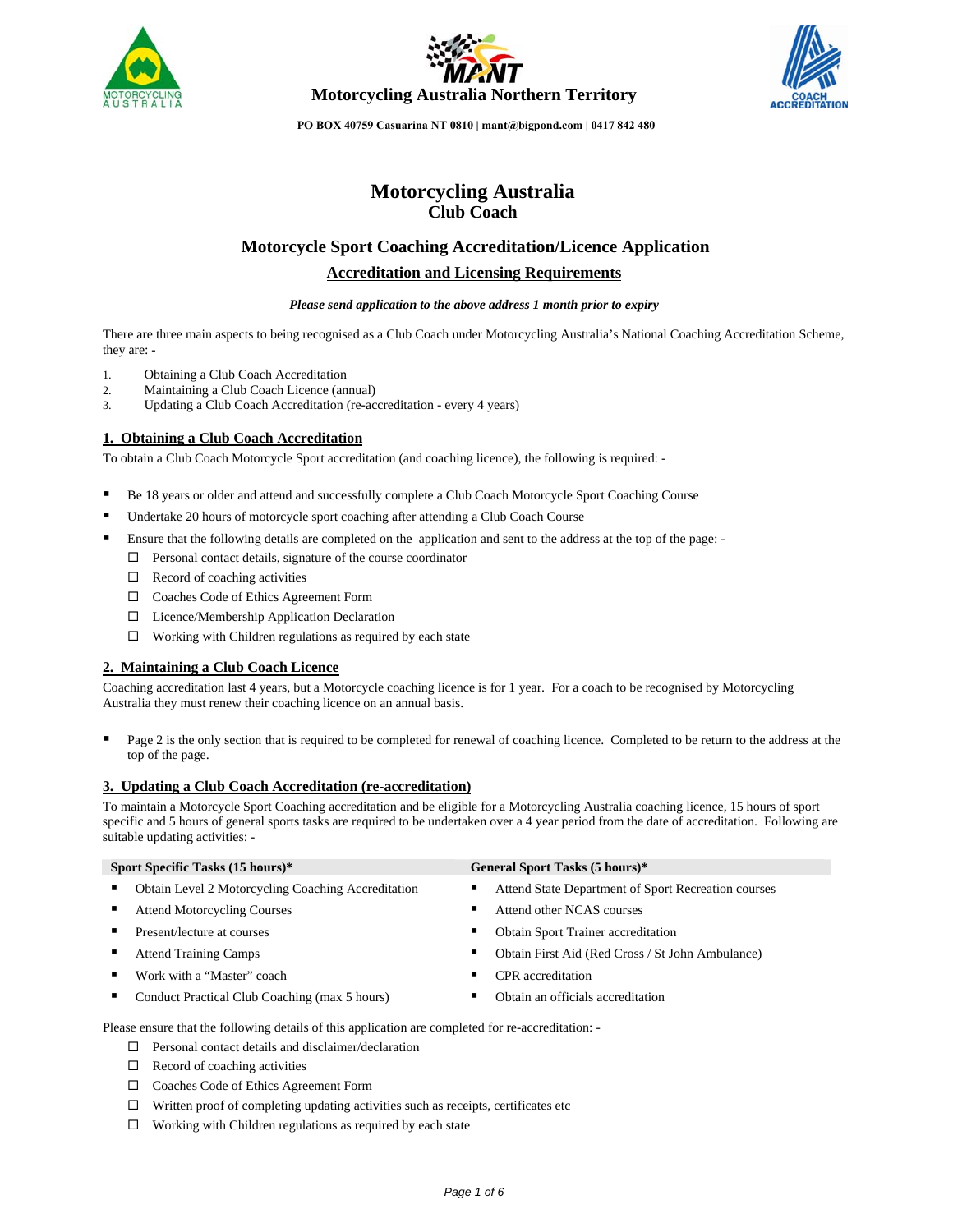**Motorcycling Australia Northern Territory**

**PO BOX 40759 Casuarina NT 0810 | mant@bigpond.com | 0417 842 480**

# Motorcycling Australia
## Club Coach

## Motorcycle Sport Coaching Accreditation/Licence Application

### Accreditation and Licensing Requirements

***Please send application to the above address 1 month prior to expiry***

There are three main aspects to being recognised as a Club Coach under Motorcycling Australia's National Coaching Accreditation Scheme, they are: -

1. Obtaining a Club Coach Accreditation
2. Maintaining a Club Coach Licence (annual)
3. Updating a Club Coach Accreditation (re-accreditation - every 4 years)

### 1. Obtaining a Club Coach Accreditation

To obtain a Club Coach Motorcycle Sport accreditation (and coaching licence), the following is required: -

- Be 18 years or older and attend and successfully complete a Club Coach Motorcycle Sport Coaching Course
- Undertake 20 hours of motorcycle sport coaching after attending a Club Coach Course
- Ensure that the following details are completed on the application and sent to the address at the top of the page: -
  - ☐ Personal contact details, signature of the course coordinator
  - ☐ Record of coaching activities
  - ☐ Coaches Code of Ethics Agreement Form
  - ☐ Licence/Membership Application Declaration
  - ☐ Working with Children regulations as required by each state

### 2. Maintaining a Club Coach Licence

Coaching accreditation last 4 years, but a Motorcycle coaching licence is for 1 year. For a coach to be recognised by Motorcycling Australia they must renew their coaching licence on an annual basis.

- Page 2 is the only section that is required to be completed for renewal of coaching licence. Completed to be return to the address at the top of the page.

### 3. Updating a Club Coach Accreditation (re-accreditation)

To maintain a Motorcycle Sport Coaching accreditation and be eligible for a Motorcycling Australia coaching licence, 15 hours of sport specific and 5 hours of general sports tasks are required to be undertaken over a 4 year period from the date of accreditation. Following are suitable updating activities: -

| Sport Specific Tasks (15 hours)* | General Sport Tasks (5 hours)* |
|---|---|
| Obtain Level 2 Motorcycling Coaching Accreditation | Attend State Department of Sport Recreation courses |
| Attend Motorcycling Courses | Attend other NCAS courses |
| Present/lecture at courses | Obtain Sport Trainer accreditation |
| Attend Training Camps | Obtain First Aid (Red Cross / St John Ambulance) |
| Work with a "Master" coach | CPR accreditation |
| Conduct Practical Club Coaching (max 5 hours) | Obtain an officials accreditation |

Please ensure that the following details of this application are completed for re-accreditation: -

- ☐ Personal contact details and disclaimer/declaration
- ☐ Record of coaching activities
- ☐ Coaches Code of Ethics Agreement Form
- ☐ Written proof of completing updating activities such as receipts, certificates etc
- ☐ Working with Children regulations as required by each state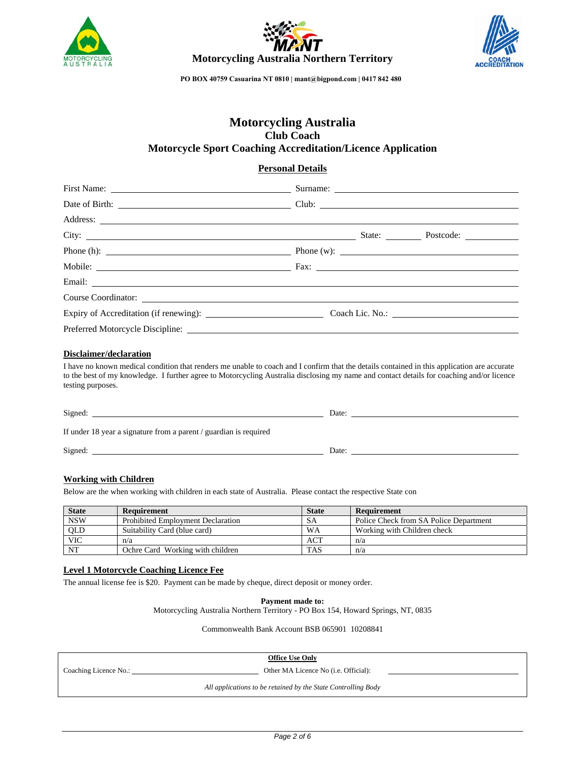**Motorcycling Australia Northern Territory**

**PO BOX 40759 Casuarina NT 0810 | mant@bigpond.com | 0417 842 480**

# Motorcycling Australia
## Club Coach
## Motorcycle Sport Coaching Accreditation/Licence Application

### Personal Details

First Name: ______________________ Surname: ______________________

Date of Birth: ______________________ Club: ______________________

Address: ______________________________________________

City: ______________________ State: ________ Postcode: ________

Phone (h): ______________________ Phone (w): ______________________

Mobile: ______________________ Fax: ______________________

Email: ______________________________________________

Course Coordinator: ______________________________________________

Expiry of Accreditation (if renewing): ______________________ Coach Lic. No.: ______________________

Preferred Motorcycle Discipline: ______________________________________________

**Disclaimer/declaration**

I have no known medical condition that renders me unable to coach and I confirm that the details contained in this application are accurate to the best of my knowledge. I further agree to Motorcycling Australia disclosing my name and contact details for coaching and/or licence testing purposes.

Signed: ______________________ Date: ______________________

If under 18 year a signature from a parent / guardian is required

Signed: ______________________ Date: ______________________

**Working with Children**

Below are the when working with children in each state of Australia. Please contact the respective State con

| State | Requirement | State | Requirement |
|---|---|---|---|
| NSW | Prohibited Employment Declaration | SA | Police Check from SA Police Department |
| QLD | Suitability Card (blue card) | WA | Working with Children check |
| VIC | n/a | ACT | n/a |
| NT | Ochre Card Working with children | TAS | n/a |

**Level 1 Motorcycle Coaching Licence Fee**

The annual license fee is $20. Payment can be made by cheque, direct deposit or money order.

**Payment made to:**
Motorcycling Australia Northern Territory - PO Box 154, Howard Springs, NT, 0835

Commonwealth Bank Account BSB 065901 10208841

**Office Use Only**

Coaching Licence No.: ______________________ Other MA Licence No (i.e. Official): ______________________

*All applications to be retained by the State Controlling Body*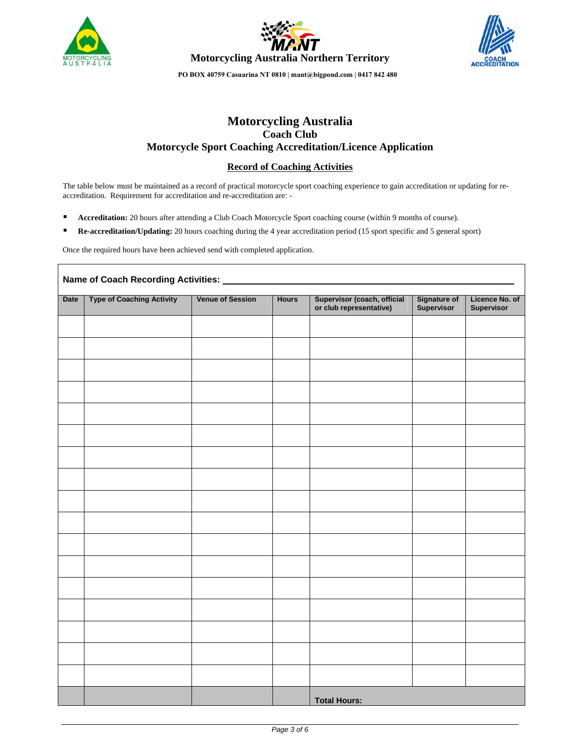**Motorcycling Australia Northern Territory**

**PO BOX 40759 Casuarina NT 0810 | mant@bigpond.com | 0417 842 480**

# Motorcycling Australia

## Coach Club

## Motorcycle Sport Coaching Accreditation/Licence Application

### Record of Coaching Activities

The table below must be maintained as a record of practical motorcycle sport coaching experience to gain accreditation or updating for re-accreditation. Requirement for accreditation and re-accreditation are: -

- **Accreditation:** 20 hours after attending a Club Coach Motorcycle Sport coaching course (within 9 months of course).
- **Re-accreditation/Updating:** 20 hours coaching during the 4 year accreditation period (15 sport specific and 5 general sport)

Once the required hours have been achieved send with completed application.

**Name of Coach Recording Activities:** ______________________________

| Date | Type of Coaching Activity | Venue of Session | Hours | Supervisor (coach, official or club representative) | Signature of Supervisor | Licence No. of Supervisor |
|---|---|---|---|---|---|---|
| | | | | | | |
| | | | | | | |
| | | | | | | |
| | | | | | | |
| | | | | | | |
| | | | | | | |
| | | | | | | |
| | | | | | | |
| | | | | | | |
| | | | | | | |
| | | | | | | |
| | | | | | | |
| | | | | | | |
| | | | | | | |
| | | | | | | |
| | | | | | | |
| | | | | | | |
| | | | | **Total Hours:** | | |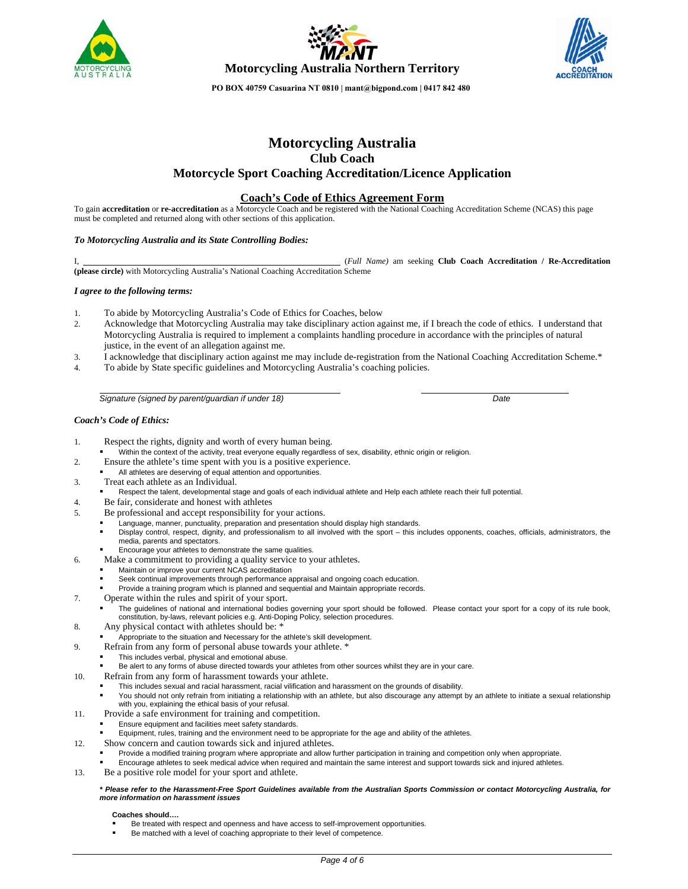**Motorcycling Australia Northern Territory**

**PO BOX 40759 Casuarina NT 0810 | mant@bigpond.com | 0417 842 480**

# Motorcycling Australia

## Club Coach

## Motorcycle Sport Coaching Accreditation/Licence Application

### Coach's Code of Ethics Agreement Form

To gain **accreditation** or **re-accreditation** as a Motorcycle Coach and be registered with the National Coaching Accreditation Scheme (NCAS) this page must be completed and returned along with other sections of this application.

***To Motorcycling Australia and its State Controlling Bodies:***

I, \_\_\_\_\_\_\_\_\_\_\_\_\_\_\_\_\_\_\_\_\_\_\_\_\_\_\_\_\_\_\_\_\_\_\_\_\_\_\_\_ (*Full Name*) am seeking **Club Coach Accreditation / Re-Accreditation (please circle)** with Motorcycling Australia's National Coaching Accreditation Scheme

***I agree to the following terms:***

1. To abide by Motorcycling Australia's Code of Ethics for Coaches, below
2. Acknowledge that Motorcycling Australia may take disciplinary action against me, if I breach the code of ethics. I understand that Motorcycling Australia is required to implement a complaints handling procedure in accordance with the principles of natural justice, in the event of an allegation against me.
3. I acknowledge that disciplinary action against me may include de-registration from the National Coaching Accreditation Scheme.*
4. To abide by State specific guidelines and Motorcycling Australia's coaching policies.

\_\_\_\_\_\_\_\_\_\_\_\_\_\_\_\_\_\_\_\_\_\_\_\_\_\_\_\_\_\_\_\_\_\_\_\_\_\_\_\_ \_\_\_\_\_\_\_\_\_\_\_\_\_\_\_\_\_\_\_\_

*Signature (signed by parent/guardian if under 18)* *Date*

***Coach's Code of Ethics:***

1. Respect the rights, dignity and worth of every human being.
   - Within the context of the activity, treat everyone equally regardless of sex, disability, ethnic origin or religion.
2. Ensure the athlete's time spent with you is a positive experience.
   - All athletes are deserving of equal attention and opportunities.
3. Treat each athlete as an Individual.
   - Respect the talent, developmental stage and goals of each individual athlete and Help each athlete reach their full potential.
4. Be fair, considerate and honest with athletes
5. Be professional and accept responsibility for your actions.
   - Language, manner, punctuality, preparation and presentation should display high standards.
   - Display control, respect, dignity, and professionalism to all involved with the sport – this includes opponents, coaches, officials, administrators, the media, parents and spectators.
   - Encourage your athletes to demonstrate the same qualities.
6. Make a commitment to providing a quality service to your athletes.
   - Maintain or improve your current NCAS accreditation
   - Seek continual improvements through performance appraisal and ongoing coach education.
   - Provide a training program which is planned and sequential and Maintain appropriate records.
7. Operate within the rules and spirit of your sport.
   - The guidelines of national and international bodies governing your sport should be followed. Please contact your sport for a copy of its rule book, constitution, by-laws, relevant policies e.g. Anti-Doping Policy, selection procedures.
8. Any physical contact with athletes should be: *
   - Appropriate to the situation and Necessary for the athlete's skill development.
9. Refrain from any form of personal abuse towards your athlete. *
   - This includes verbal, physical and emotional abuse.
   - Be alert to any forms of abuse directed towards your athletes from other sources whilst they are in your care.
10. Refrain from any form of harassment towards your athlete.
    - This includes sexual and racial harassment, racial vilification and harassment on the grounds of disability.
    - You should not only refrain from initiating a relationship with an athlete, but also discourage any attempt by an athlete to initiate a sexual relationship with you, explaining the ethical basis of your refusal.
11. Provide a safe environment for training and competition.
    - Ensure equipment and facilities meet safety standards.
    - Equipment, rules, training and the environment need to be appropriate for the age and ability of the athletes.
12. Show concern and caution towards sick and injured athletes.
    - Provide a modified training program where appropriate and allow further participation in training and competition only when appropriate.
    - Encourage athletes to seek medical advice when required and maintain the same interest and support towards sick and injured athletes.
13. Be a positive role model for your sport and athlete.

***\* Please refer to the Harassment-Free Sport Guidelines available from the Australian Sports Commission or contact Motorcycling Australia, for more information on harassment issues***

**Coaches should….**

- Be treated with respect and openness and have access to self-improvement opportunities.
- Be matched with a level of coaching appropriate to their level of competence.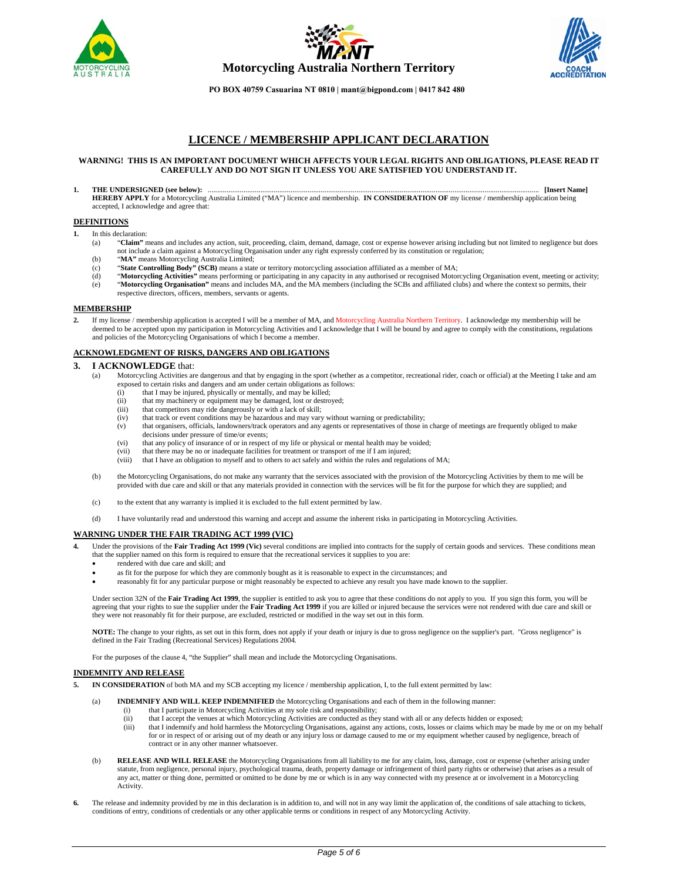**Motorcycling Australia Northern Territory**

**PO BOX 40759 Casuarina NT 0810 | mant@bigpond.com | 0417 842 480**

# LICENCE / MEMBERSHIP APPLICANT DECLARATION

**WARNING! THIS IS AN IMPORTANT DOCUMENT WHICH AFFECTS YOUR LEGAL RIGHTS AND OBLIGATIONS, PLEASE READ IT CAREFULLY AND DO NOT SIGN IT UNLESS YOU ARE SATISFIED YOU UNDERSTAND IT.**

**1. THE UNDERSIGNED (see below):** .................................................................................................................................................................................... **[Insert Name]**
**HEREBY APPLY** for a Motorcycling Australia Limited ("MA") licence and membership. **IN CONSIDERATION OF** my license / membership application being accepted, I acknowledge and agree that:

## DEFINITIONS

**1.** In this declaration:

(a) "**Claim"** means and includes any action, suit, proceeding, claim, demand, damage, cost or expense however arising including but not limited to negligence but does not include a claim against a Motorcycling Organisation under any right expressly conferred by its constitution or regulation;
(b) "**MA"** means Motorcycling Australia Limited;
(c) "**State Controlling Body" (SCB)** means a state or territory motorcycling association affiliated as a member of MA;
(d) "**Motorcycling Activities"** means performing or participating in any capacity in any authorised or recognised Motorcycling Organisation event, meeting or activity;
(e) "**Motorcycling Organisation"** means and includes MA, and the MA members (including the SCBs and affiliated clubs) and where the context so permits, their respective directors, officers, members, servants or agents.

## MEMBERSHIP

**2.** If my license / membership application is accepted I will be a member of MA, and Motorcycling Australia Northern Territory. I acknowledge my membership will be deemed to be accepted upon my participation in Motorcycling Activities and I acknowledge that I will be bound by and agree to comply with the constitutions, regulations and policies of the Motorcycling Organisations of which I become a member.

## ACKNOWLEDGMENT OF RISKS, DANGERS AND OBLIGATIONS

**3. I ACKNOWLEDGE** that:

(a) Motorcycling Activities are dangerous and that by engaging in the sport (whether as a competitor, recreational rider, coach or official) at the Meeting I take and am exposed to certain risks and dangers and am under certain obligations as follows:
  (i) that I may be injured, physically or mentally, and may be killed;
  (ii) that my machinery or equipment may be damaged, lost or destroyed;
  (iii) that competitors may ride dangerously or with a lack of skill;
  (iv) that track or event conditions may be hazardous and may vary without warning or predictability;
  (v) that organisers, officials, landowners/track operators and any agents or representatives of those in charge of meetings are frequently obliged to make decisions under pressure of time/or events;
  (vi) that any policy of insurance of or in respect of my life or physical or mental health may be voided;
  (vii) that there may be no or inadequate facilities for treatment or transport of me if I am injured;
  (viii) that I have an obligation to myself and to others to act safely and within the rules and regulations of MA;

(b) the Motorcycling Organisations, do not make any warranty that the services associated with the provision of the Motorcycling Activities by them to me will be provided with due care and skill or that any materials provided in connection with the services will be fit for the purpose for which they are supplied; and

(c) to the extent that any warranty is implied it is excluded to the full extent permitted by law.

(d) I have voluntarily read and understood this warning and accept and assume the inherent risks in participating in Motorcycling Activities.

## WARNING UNDER THE FAIR TRADING ACT 1999 (VIC)

**4.** Under the provisions of the **Fair Trading Act 1999 (Vic)** several conditions are implied into contracts for the supply of certain goods and services. These conditions mean that the supplier named on this form is required to ensure that the recreational services it supplies to you are:

- rendered with due care and skill; and
- as fit for the purpose for which they are commonly bought as it is reasonable to expect in the circumstances; and
- reasonably fit for any particular purpose or might reasonably be expected to achieve any result you have made known to the supplier.

Under section 32N of the **Fair Trading Act 1999**, the supplier is entitled to ask you to agree that these conditions do not apply to you. If you sign this form, you will be agreeing that your rights to sue the supplier under the **Fair Trading Act 1999** if you are killed or injured because the services were not rendered with due care and skill or they were not reasonably fit for their purpose, are excluded, restricted or modified in the way set out in this form.

**NOTE:** The change to your rights, as set out in this form, does not apply if your death or injury is due to gross negligence on the supplier's part. "Gross negligence" is defined in the Fair Trading (Recreational Services) Regulations 2004.

For the purposes of the clause 4, "the Supplier" shall mean and include the Motorcycling Organisations.

## INDEMNITY AND RELEASE

**5. IN CONSIDERATION** of both MA and my SCB accepting my licence / membership application, I, to the full extent permitted by law:

(a) **INDEMNIFY AND WILL KEEP INDEMNIFIED** the Motorcycling Organisations and each of them in the following manner:
  (i) that I participate in Motorcycling Activities at my sole risk and responsibility;
  (ii) that I accept the venues at which Motorcycling Activities are conducted as they stand with all or any defects hidden or exposed;
  (iii) that I indemnify and hold harmless the Motorcycling Organisations, against any actions, costs, losses or claims which may be made by me or on my behalf for or in respect of or arising out of my death or any injury loss or damage caused to me or my equipment whether caused by negligence, breach of contract or in any other manner whatsoever.

(b) **RELEASE AND WILL RELEASE** the Motorcycling Organisations from all liability to me for any claim, loss, damage, cost or expense (whether arising under statute, from negligence, personal injury, psychological trauma, death, property damage or infringement of third party rights or otherwise) that arises as a result of any act, matter or thing done, permitted or omitted to be done by me or which is in any way connected with my presence at or involvement in a Motorcycling Activity.

**6.** The release and indemnity provided by me in this declaration is in addition to, and will not in any way limit the application of, the conditions of sale attaching to tickets, conditions of entry, conditions of credentials or any other applicable terms or conditions in respect of any Motorcycling Activity.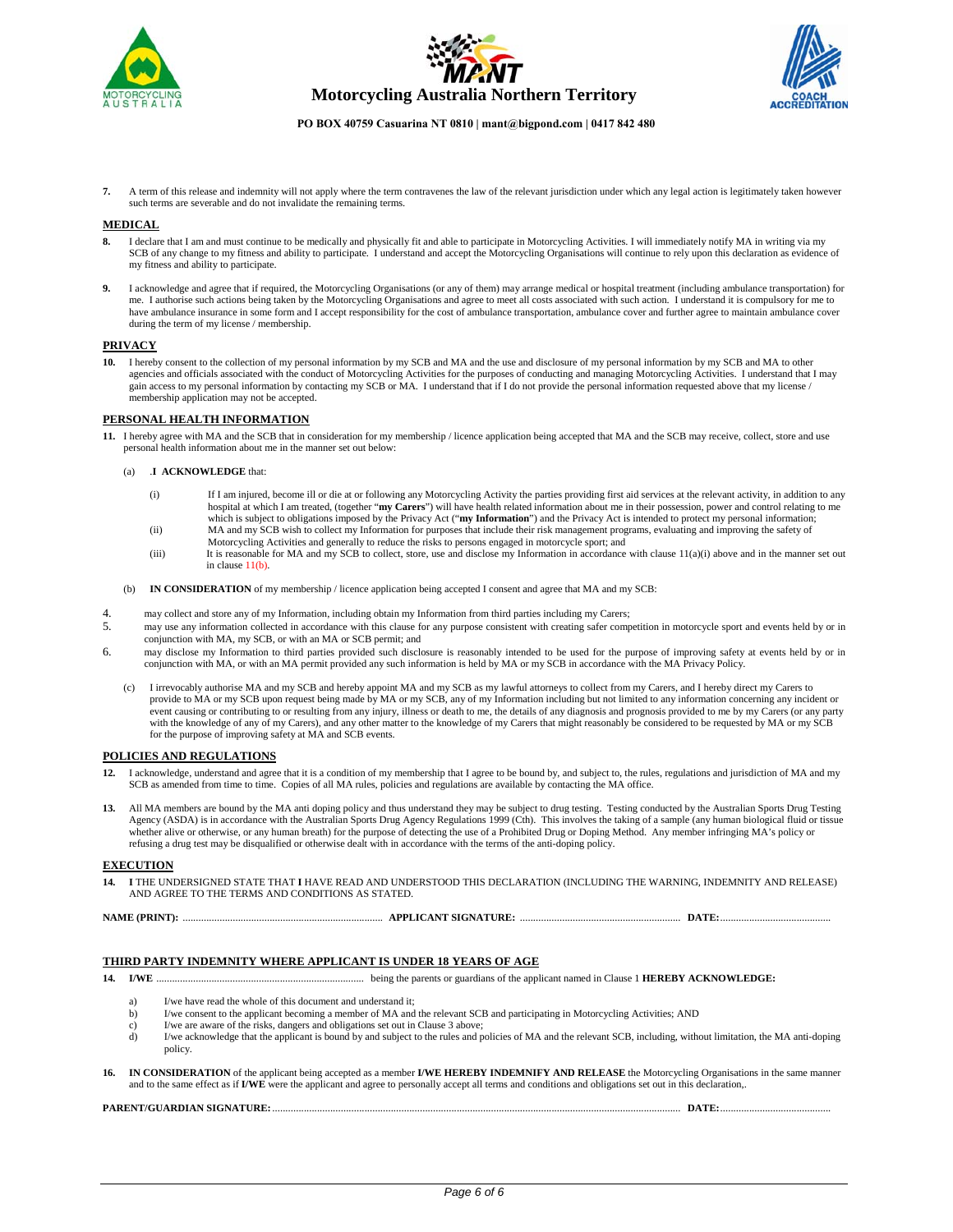# Motorcycling Australia Northern Territory

**PO BOX 40759 Casuarina NT 0810 | mant@bigpond.com | 0417 842 480**

**7.** A term of this release and indemnity will not apply where the term contravenes the law of the relevant jurisdiction under which any legal action is legitimately taken however such terms are severable and do not invalidate the remaining terms.

## MEDICAL

**8.** I declare that I am and must continue to be medically and physically fit and able to participate in Motorcycling Activities. I will immediately notify MA in writing via my SCB of any change to my fitness and ability to participate. I understand and accept the Motorcycling Organisations will continue to rely upon this declaration as evidence of my fitness and ability to participate.

**9.** I acknowledge and agree that if required, the Motorcycling Organisations (or any of them) may arrange medical or hospital treatment (including ambulance transportation) for me. I authorise such actions being taken by the Motorcycling Organisations and agree to meet all costs associated with such action. I understand it is compulsory for me to have ambulance insurance in some form and I accept responsibility for the cost of ambulance transportation, ambulance cover and further agree to maintain ambulance cover during the term of my license / membership.

## PRIVACY

**10.** I hereby consent to the collection of my personal information by my SCB and MA and the use and disclosure of my personal information by my SCB and MA to other agencies and officials associated with the conduct of Motorcycling Activities for the purposes of conducting and managing Motorcycling Activities. I understand that I may gain access to my personal information by contacting my SCB or MA. I understand that if I do not provide the personal information requested above that my license / membership application may not be accepted.

## PERSONAL HEALTH INFORMATION

**11.** I hereby agree with MA and the SCB that in consideration for my membership / licence application being accepted that MA and the SCB may receive, collect, store and use personal health information about me in the manner set out below:

(a) .**I ACKNOWLEDGE** that:

(i) If I am injured, become ill or die at or following any Motorcycling Activity the parties providing first aid services at the relevant activity, in addition to any hospital at which I am treated, (together "**my Carers**") will have health related information about me in their possession, power and control relating to me which is subject to obligations imposed by the Privacy Act ("**my Information**") and the Privacy Act is intended to protect my personal information;

(ii) MA and my SCB wish to collect my Information for purposes that include their risk management programs, evaluating and improving the safety of Motorcycling Activities and generally to reduce the risks to persons engaged in motorcycle sport; and

(iii) It is reasonable for MA and my SCB to collect, store, use and disclose my Information in accordance with clause 11(a)(i) above and in the manner set out in clause 11(b).

(b) **IN CONSIDERATION** of my membership / licence application being accepted I consent and agree that MA and my SCB:

4. may collect and store any of my Information, including obtain my Information from third parties including my Carers;
5. may use any information collected in accordance with this clause for any purpose consistent with creating safer competition in motorcycle sport and events held by or in conjunction with MA, my SCB, or with an MA or SCB permit; and
6. may disclose my Information to third parties provided such disclosure is reasonably intended to be used for the purpose of improving safety at events held by or in conjunction with MA, or with an MA permit provided any such information is held by MA or my SCB in accordance with the MA Privacy Policy.

(c) I irrevocably authorise MA and my SCB and hereby appoint MA and my SCB as my lawful attorneys to collect from my Carers, and I hereby direct my Carers to provide to MA or my SCB upon request being made by MA or my SCB, any of my Information including but not limited to any information concerning any incident or event causing or contributing to or resulting from any injury, illness or death to me, the details of any diagnosis and prognosis provided to me by my Carers (or any party with the knowledge of any of my Carers), and any other matter to the knowledge of my Carers that might reasonably be considered to be requested by MA or my SCB for the purpose of improving safety at MA and SCB events.

## POLICIES AND REGULATIONS

**12.** I acknowledge, understand and agree that it is a condition of my membership that I agree to be bound by, and subject to, the rules, regulations and jurisdiction of MA and my SCB as amended from time to time. Copies of all MA rules, policies and regulations are available by contacting the MA office.

**13.** All MA members are bound by the MA anti doping policy and thus understand they may be subject to drug testing. Testing conducted by the Australian Sports Drug Testing Agency (ASDA) is in accordance with the Australian Sports Drug Agency Regulations 1999 (Cth). This involves the taking of a sample (any human biological fluid or tissue whether alive or otherwise, or any human breath) for the purpose of detecting the use of a Prohibited Drug or Doping Method. Any member infringing MA's policy or refusing a drug test may be disqualified or otherwise dealt with in accordance with the terms of the anti-doping policy.

## EXECUTION

**14. I** THE UNDERSIGNED STATE THAT **I** HAVE READ AND UNDERSTOOD THIS DECLARATION (INCLUDING THE WARNING, INDEMNITY AND RELEASE) AND AGREE TO THE TERMS AND CONDITIONS AS STATED.

**NAME (PRINT):** .......................................................................... **APPLICANT SIGNATURE:** ............................................................ **DATE:**..........................................

## THIRD PARTY INDEMNITY WHERE APPLICANT IS UNDER 18 YEARS OF AGE

**14. I/WE** .............................................................................. being the parents or guardians of the applicant named in Clause 1 **HEREBY ACKNOWLEDGE:**

a) I/we have read the whole of this document and understand it;
b) I/we consent to the applicant becoming a member of MA and the relevant SCB and participating in Motorcycling Activities; AND
c) I/we are aware of the risks, dangers and obligations set out in Clause 3 above;
d) I/we acknowledge that the applicant is bound by and subject to the rules and policies of MA and the relevant SCB, including, without limitation, the MA anti-doping policy.

**16. IN CONSIDERATION** of the applicant being accepted as a member **I/WE HEREBY INDEMNIFY AND RELEASE** the Motorcycling Organisations in the same manner and to the same effect as if **I/WE** were the applicant and agree to personally accept all terms and conditions and obligations set out in this declaration,.

**PARENT/GUARDIAN SIGNATURE:**........................................................................................................................................... **DATE:**..........................................